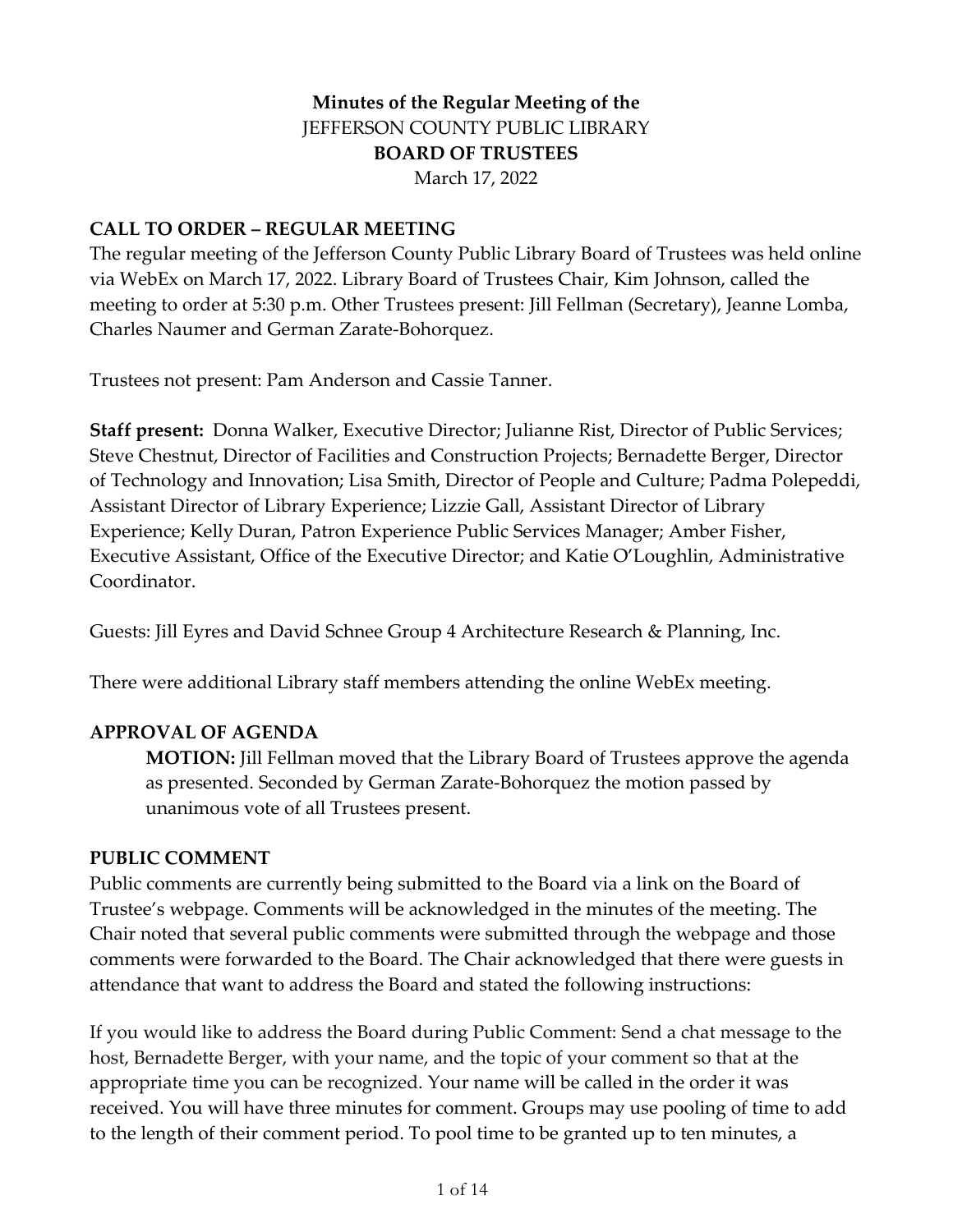**Minutes of the Regular Meeting of the**
JEFFERSON COUNTY PUBLIC LIBRARY
**BOARD OF TRUSTEES**
March 17, 2022

## CALL TO ORDER – REGULAR MEETING

The regular meeting of the Jefferson County Public Library Board of Trustees was held online via WebEx on March 17, 2022. Library Board of Trustees Chair, Kim Johnson, called the meeting to order at 5:30 p.m. Other Trustees present: Jill Fellman (Secretary), Jeanne Lomba, Charles Naumer and German Zarate-Bohorquez.

Trustees not present: Pam Anderson and Cassie Tanner.

**Staff present:** Donna Walker, Executive Director; Julianne Rist, Director of Public Services; Steve Chestnut, Director of Facilities and Construction Projects; Bernadette Berger, Director of Technology and Innovation; Lisa Smith, Director of People and Culture; Padma Polepeddi, Assistant Director of Library Experience; Lizzie Gall, Assistant Director of Library Experience; Kelly Duran, Patron Experience Public Services Manager; Amber Fisher, Executive Assistant, Office of the Executive Director; and Katie O'Loughlin, Administrative Coordinator.

Guests: Jill Eyres and David Schnee Group 4 Architecture Research & Planning, Inc.

There were additional Library staff members attending the online WebEx meeting.

## APPROVAL OF AGENDA

**MOTION:** Jill Fellman moved that the Library Board of Trustees approve the agenda as presented. Seconded by German Zarate-Bohorquez the motion passed by unanimous vote of all Trustees present.

## PUBLIC COMMENT

Public comments are currently being submitted to the Board via a link on the Board of Trustee's webpage. Comments will be acknowledged in the minutes of the meeting. The Chair noted that several public comments were submitted through the webpage and those comments were forwarded to the Board. The Chair acknowledged that there were guests in attendance that want to address the Board and stated the following instructions:

If you would like to address the Board during Public Comment: Send a chat message to the host, Bernadette Berger, with your name, and the topic of your comment so that at the appropriate time you can be recognized. Your name will be called in the order it was received. You will have three minutes for comment. Groups may use pooling of time to add to the length of their comment period. To pool time to be granted up to ten minutes, a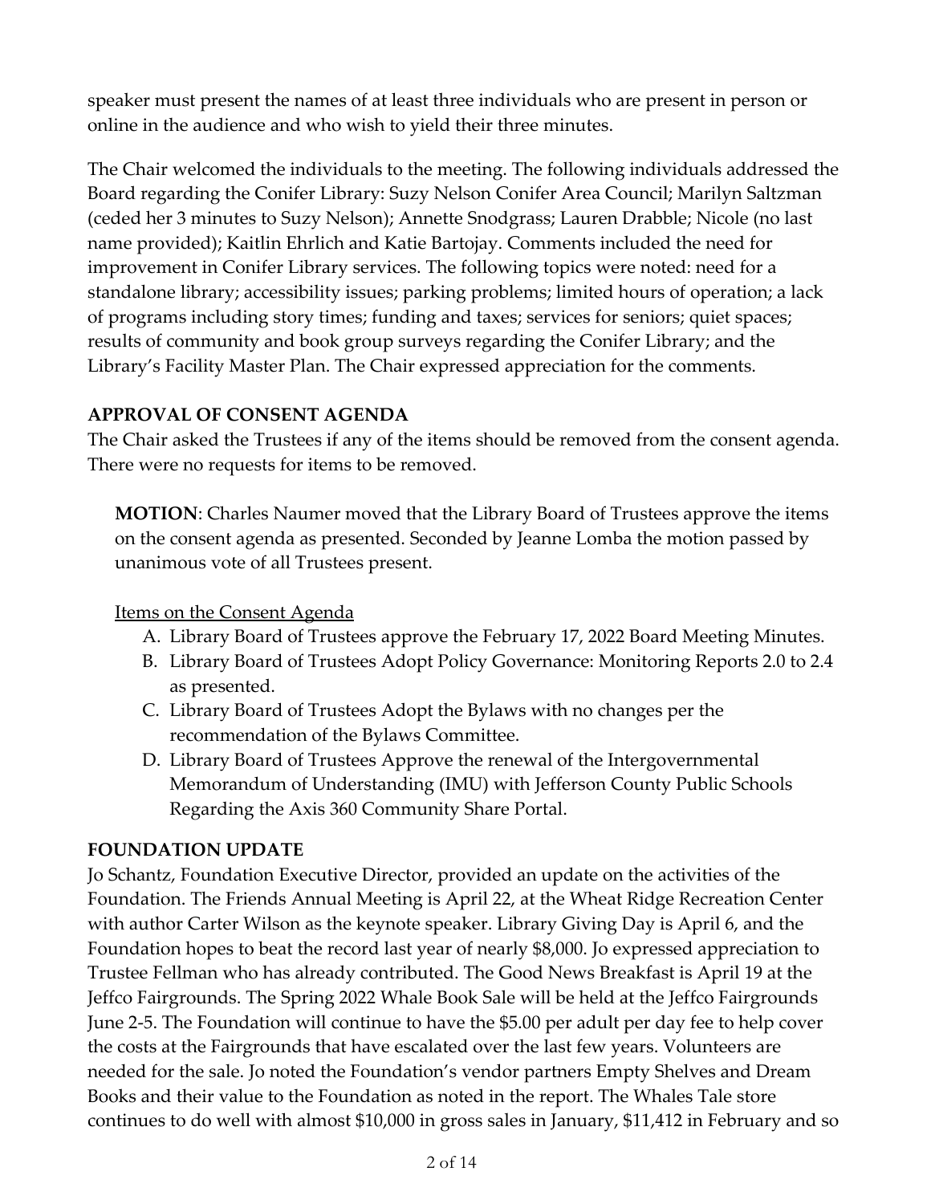speaker must present the names of at least three individuals who are present in person or online in the audience and who wish to yield their three minutes.

The Chair welcomed the individuals to the meeting. The following individuals addressed the Board regarding the Conifer Library: Suzy Nelson Conifer Area Council; Marilyn Saltzman (ceded her 3 minutes to Suzy Nelson); Annette Snodgrass; Lauren Drabble; Nicole (no last name provided); Kaitlin Ehrlich and Katie Bartojay. Comments included the need for improvement in Conifer Library services. The following topics were noted: need for a standalone library; accessibility issues; parking problems; limited hours of operation; a lack of programs including story times; funding and taxes; services for seniors; quiet spaces; results of community and book group surveys regarding the Conifer Library; and the Library's Facility Master Plan. The Chair expressed appreciation for the comments.

## APPROVAL OF CONSENT AGENDA

The Chair asked the Trustees if any of the items should be removed from the consent agenda. There were no requests for items to be removed.

> **MOTION**: Charles Naumer moved that the Library Board of Trustees approve the items on the consent agenda as presented. Seconded by Jeanne Lomba the motion passed by unanimous vote of all Trustees present.

Items on the Consent Agenda

A. Library Board of Trustees approve the February 17, 2022 Board Meeting Minutes.
B. Library Board of Trustees Adopt Policy Governance: Monitoring Reports 2.0 to 2.4 as presented.
C. Library Board of Trustees Adopt the Bylaws with no changes per the recommendation of the Bylaws Committee.
D. Library Board of Trustees Approve the renewal of the Intergovernmental Memorandum of Understanding (IMU) with Jefferson County Public Schools Regarding the Axis 360 Community Share Portal.

## FOUNDATION UPDATE

Jo Schantz, Foundation Executive Director, provided an update on the activities of the Foundation. The Friends Annual Meeting is April 22, at the Wheat Ridge Recreation Center with author Carter Wilson as the keynote speaker. Library Giving Day is April 6, and the Foundation hopes to beat the record last year of nearly $8,000. Jo expressed appreciation to Trustee Fellman who has already contributed. The Good News Breakfast is April 19 at the Jeffco Fairgrounds. The Spring 2022 Whale Book Sale will be held at the Jeffco Fairgrounds June 2-5. The Foundation will continue to have the $5.00 per adult per day fee to help cover the costs at the Fairgrounds that have escalated over the last few years. Volunteers are needed for the sale. Jo noted the Foundation's vendor partners Empty Shelves and Dream Books and their value to the Foundation as noted in the report. The Whales Tale store continues to do well with almost $10,000 in gross sales in January, $11,412 in February and so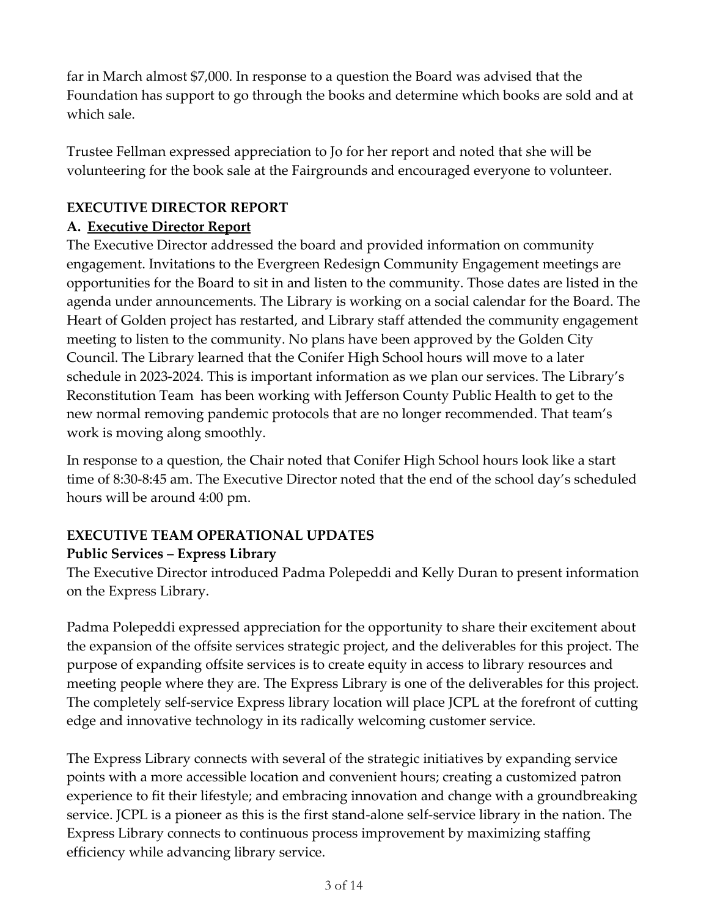far in March almost $7,000. In response to a question the Board was advised that the Foundation has support to go through the books and determine which books are sold and at which sale.

Trustee Fellman expressed appreciation to Jo for her report and noted that she will be volunteering for the book sale at the Fairgrounds and encouraged everyone to volunteer.

## EXECUTIVE DIRECTOR REPORT

### A. Executive Director Report

The Executive Director addressed the board and provided information on community engagement. Invitations to the Evergreen Redesign Community Engagement meetings are opportunities for the Board to sit in and listen to the community. Those dates are listed in the agenda under announcements. The Library is working on a social calendar for the Board. The Heart of Golden project has restarted, and Library staff attended the community engagement meeting to listen to the community. No plans have been approved by the Golden City Council. The Library learned that the Conifer High School hours will move to a later schedule in 2023-2024. This is important information as we plan our services. The Library's Reconstitution Team has been working with Jefferson County Public Health to get to the new normal removing pandemic protocols that are no longer recommended. That team's work is moving along smoothly.

In response to a question, the Chair noted that Conifer High School hours look like a start time of 8:30-8:45 am. The Executive Director noted that the end of the school day's scheduled hours will be around 4:00 pm.

## EXECUTIVE TEAM OPERATIONAL UPDATES

### Public Services – Express Library

The Executive Director introduced Padma Polepeddi and Kelly Duran to present information on the Express Library.

Padma Polepeddi expressed appreciation for the opportunity to share their excitement about the expansion of the offsite services strategic project, and the deliverables for this project. The purpose of expanding offsite services is to create equity in access to library resources and meeting people where they are. The Express Library is one of the deliverables for this project. The completely self-service Express library location will place JCPL at the forefront of cutting edge and innovative technology in its radically welcoming customer service.

The Express Library connects with several of the strategic initiatives by expanding service points with a more accessible location and convenient hours; creating a customized patron experience to fit their lifestyle; and embracing innovation and change with a groundbreaking service. JCPL is a pioneer as this is the first stand-alone self-service library in the nation. The Express Library connects to continuous process improvement by maximizing staffing efficiency while advancing library service.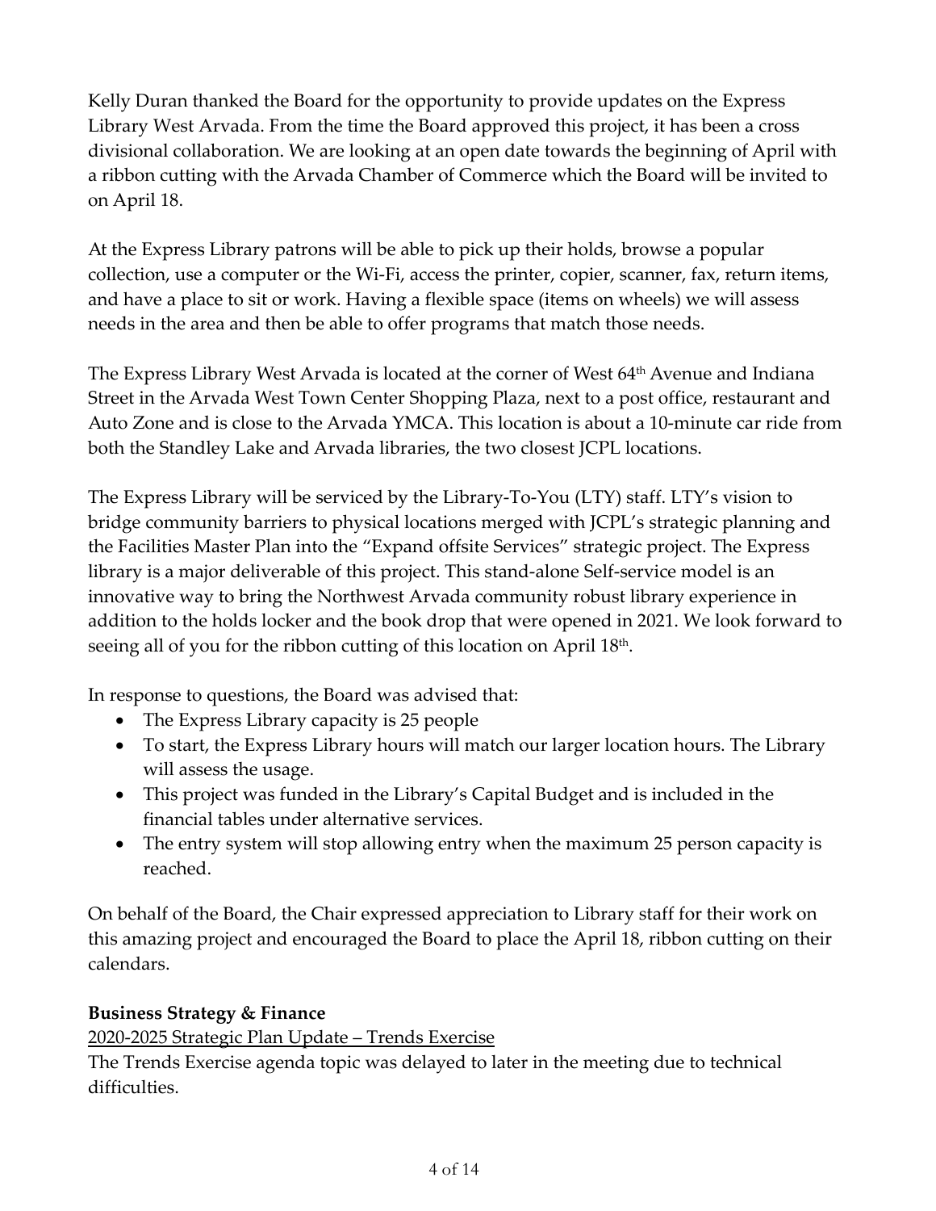Kelly Duran thanked the Board for the opportunity to provide updates on the Express Library West Arvada. From the time the Board approved this project, it has been a cross divisional collaboration. We are looking at an open date towards the beginning of April with a ribbon cutting with the Arvada Chamber of Commerce which the Board will be invited to on April 18.

At the Express Library patrons will be able to pick up their holds, browse a popular collection, use a computer or the Wi-Fi, access the printer, copier, scanner, fax, return items, and have a place to sit or work. Having a flexible space (items on wheels) we will assess needs in the area and then be able to offer programs that match those needs.

The Express Library West Arvada is located at the corner of West 64th Avenue and Indiana Street in the Arvada West Town Center Shopping Plaza, next to a post office, restaurant and Auto Zone and is close to the Arvada YMCA. This location is about a 10-minute car ride from both the Standley Lake and Arvada libraries, the two closest JCPL locations.

The Express Library will be serviced by the Library-To-You (LTY) staff. LTY's vision to bridge community barriers to physical locations merged with JCPL's strategic planning and the Facilities Master Plan into the "Expand offsite Services" strategic project. The Express library is a major deliverable of this project. This stand-alone Self-service model is an innovative way to bring the Northwest Arvada community robust library experience in addition to the holds locker and the book drop that were opened in 2021. We look forward to seeing all of you for the ribbon cutting of this location on April 18th.

In response to questions, the Board was advised that:

- The Express Library capacity is 25 people
- To start, the Express Library hours will match our larger location hours. The Library will assess the usage.
- This project was funded in the Library's Capital Budget and is included in the financial tables under alternative services.
- The entry system will stop allowing entry when the maximum 25 person capacity is reached.

On behalf of the Board, the Chair expressed appreciation to Library staff for their work on this amazing project and encouraged the Board to place the April 18, ribbon cutting on their calendars.

**Business Strategy & Finance**

<u>2020-2025 Strategic Plan Update – Trends Exercise</u>

The Trends Exercise agenda topic was delayed to later in the meeting due to technical difficulties.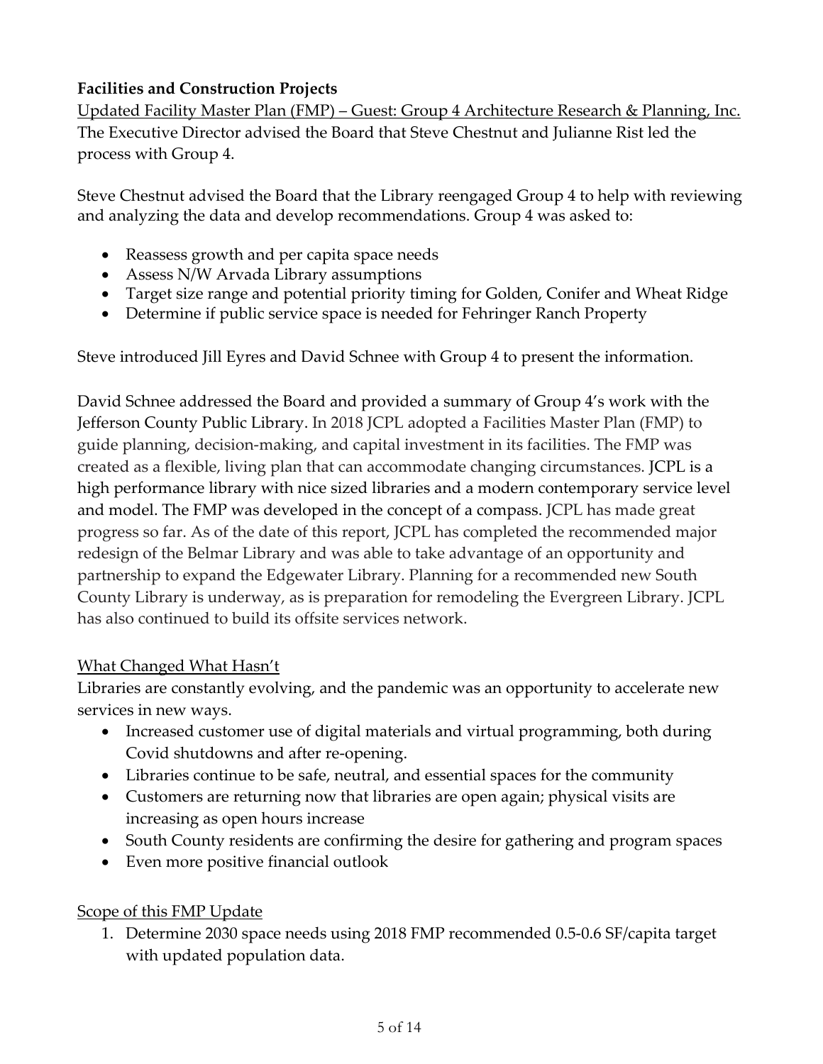**Facilities and Construction Projects**

Updated Facility Master Plan (FMP) – Guest: Group 4 Architecture Research & Planning, Inc.

The Executive Director advised the Board that Steve Chestnut and Julianne Rist led the process with Group 4.

Steve Chestnut advised the Board that the Library reengaged Group 4 to help with reviewing and analyzing the data and develop recommendations. Group 4 was asked to:

- Reassess growth and per capita space needs
- Assess N/W Arvada Library assumptions
- Target size range and potential priority timing for Golden, Conifer and Wheat Ridge
- Determine if public service space is needed for Fehringer Ranch Property

Steve introduced Jill Eyres and David Schnee with Group 4 to present the information.

David Schnee addressed the Board and provided a summary of Group 4's work with the Jefferson County Public Library. In 2018 JCPL adopted a Facilities Master Plan (FMP) to guide planning, decision-making, and capital investment in its facilities. The FMP was created as a flexible, living plan that can accommodate changing circumstances. JCPL is a high performance library with nice sized libraries and a modern contemporary service level and model. The FMP was developed in the concept of a compass. JCPL has made great progress so far. As of the date of this report, JCPL has completed the recommended major redesign of the Belmar Library and was able to take advantage of an opportunity and partnership to expand the Edgewater Library. Planning for a recommended new South County Library is underway, as is preparation for remodeling the Evergreen Library. JCPL has also continued to build its offsite services network.

What Changed What Hasn't

Libraries are constantly evolving, and the pandemic was an opportunity to accelerate new services in new ways.

- Increased customer use of digital materials and virtual programming, both during Covid shutdowns and after re-opening.
- Libraries continue to be safe, neutral, and essential spaces for the community
- Customers are returning now that libraries are open again; physical visits are increasing as open hours increase
- South County residents are confirming the desire for gathering and program spaces
- Even more positive financial outlook

Scope of this FMP Update

1. Determine 2030 space needs using 2018 FMP recommended 0.5-0.6 SF/capita target with updated population data.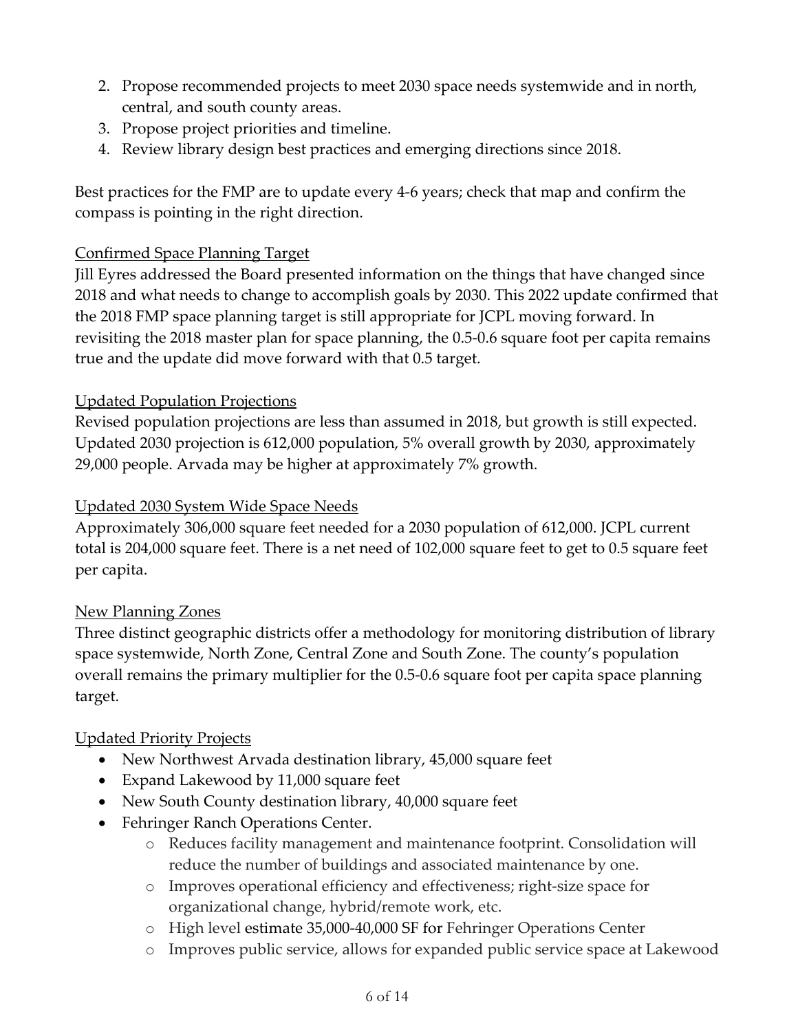2. Propose recommended projects to meet 2030 space needs systemwide and in north, central, and south county areas.
3. Propose project priorities and timeline.
4. Review library design best practices and emerging directions since 2018.

Best practices for the FMP are to update every 4-6 years; check that map and confirm the compass is pointing in the right direction.

<u>Confirmed Space Planning Target</u>

Jill Eyres addressed the Board presented information on the things that have changed since 2018 and what needs to change to accomplish goals by 2030. This 2022 update confirmed that the 2018 FMP space planning target is still appropriate for JCPL moving forward. In revisiting the 2018 master plan for space planning, the 0.5-0.6 square foot per capita remains true and the update did move forward with that 0.5 target.

<u>Updated Population Projections</u>

Revised population projections are less than assumed in 2018, but growth is still expected. Updated 2030 projection is 612,000 population, 5% overall growth by 2030, approximately 29,000 people. Arvada may be higher at approximately 7% growth.

<u>Updated 2030 System Wide Space Needs</u>

Approximately 306,000 square feet needed for a 2030 population of 612,000. JCPL current total is 204,000 square feet. There is a net need of 102,000 square feet to get to 0.5 square feet per capita.

<u>New Planning Zones</u>

Three distinct geographic districts offer a methodology for monitoring distribution of library space systemwide, North Zone, Central Zone and South Zone. The county's population overall remains the primary multiplier for the 0.5-0.6 square foot per capita space planning target.

<u>Updated Priority Projects</u>

- New Northwest Arvada destination library, 45,000 square feet
- Expand Lakewood by 11,000 square feet
- New South County destination library, 40,000 square feet
- Fehringer Ranch Operations Center.
  - Reduces facility management and maintenance footprint. Consolidation will reduce the number of buildings and associated maintenance by one.
  - Improves operational efficiency and effectiveness; right-size space for organizational change, hybrid/remote work, etc.
  - High level estimate 35,000-40,000 SF for Fehringer Operations Center
  - Improves public service, allows for expanded public service space at Lakewood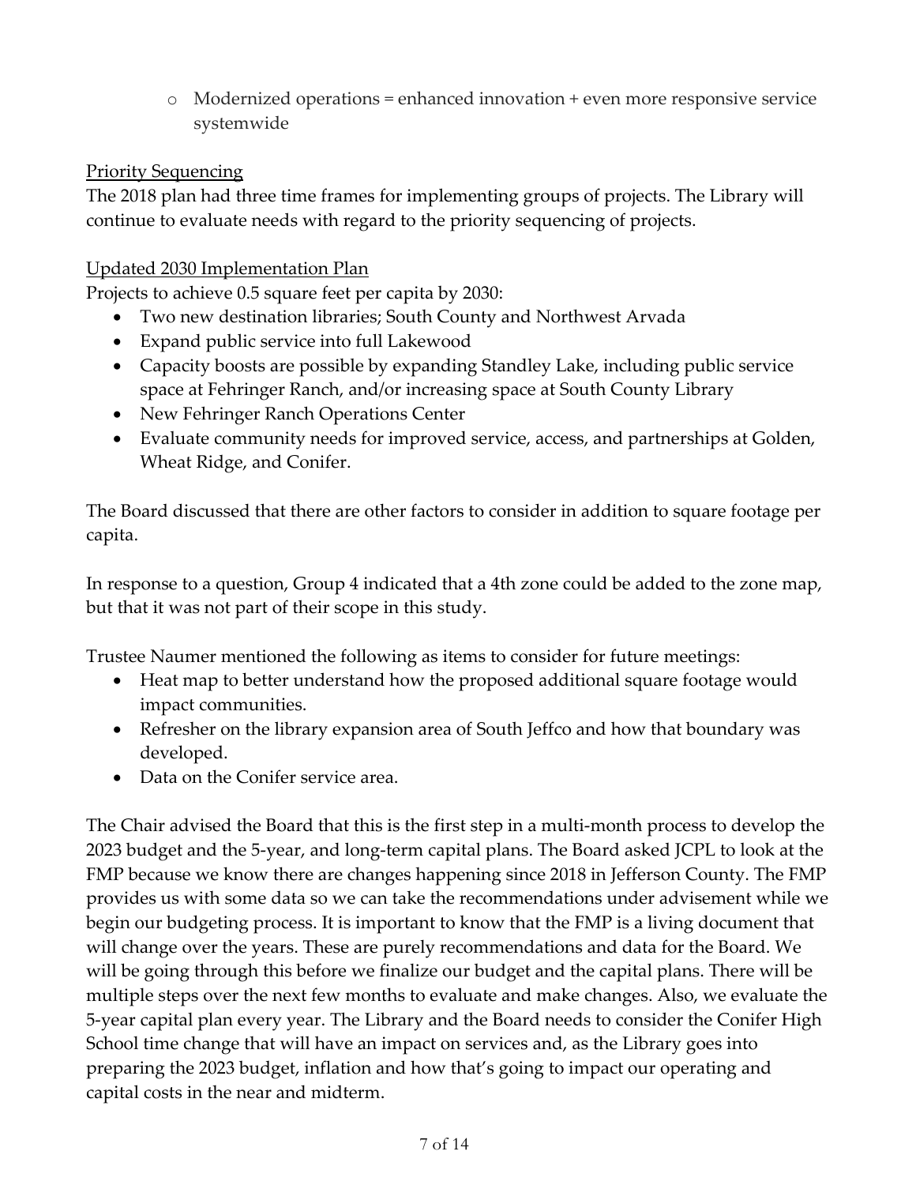- Modernized operations = enhanced innovation + even more responsive service systemwide

<u>Priority Sequencing</u>

The 2018 plan had three time frames for implementing groups of projects. The Library will continue to evaluate needs with regard to the priority sequencing of projects.

<u>Updated 2030 Implementation Plan</u>

Projects to achieve 0.5 square feet per capita by 2030:

- Two new destination libraries; South County and Northwest Arvada
- Expand public service into full Lakewood
- Capacity boosts are possible by expanding Standley Lake, including public service space at Fehringer Ranch, and/or increasing space at South County Library
- New Fehringer Ranch Operations Center
- Evaluate community needs for improved service, access, and partnerships at Golden, Wheat Ridge, and Conifer.

The Board discussed that there are other factors to consider in addition to square footage per capita.

In response to a question, Group 4 indicated that a 4th zone could be added to the zone map, but that it was not part of their scope in this study.

Trustee Naumer mentioned the following as items to consider for future meetings:

- Heat map to better understand how the proposed additional square footage would impact communities.
- Refresher on the library expansion area of South Jeffco and how that boundary was developed.
- Data on the Conifer service area.

The Chair advised the Board that this is the first step in a multi-month process to develop the 2023 budget and the 5-year, and long-term capital plans. The Board asked JCPL to look at the FMP because we know there are changes happening since 2018 in Jefferson County. The FMP provides us with some data so we can take the recommendations under advisement while we begin our budgeting process. It is important to know that the FMP is a living document that will change over the years. These are purely recommendations and data for the Board. We will be going through this before we finalize our budget and the capital plans. There will be multiple steps over the next few months to evaluate and make changes. Also, we evaluate the 5-year capital plan every year. The Library and the Board needs to consider the Conifer High School time change that will have an impact on services and, as the Library goes into preparing the 2023 budget, inflation and how that's going to impact our operating and capital costs in the near and midterm.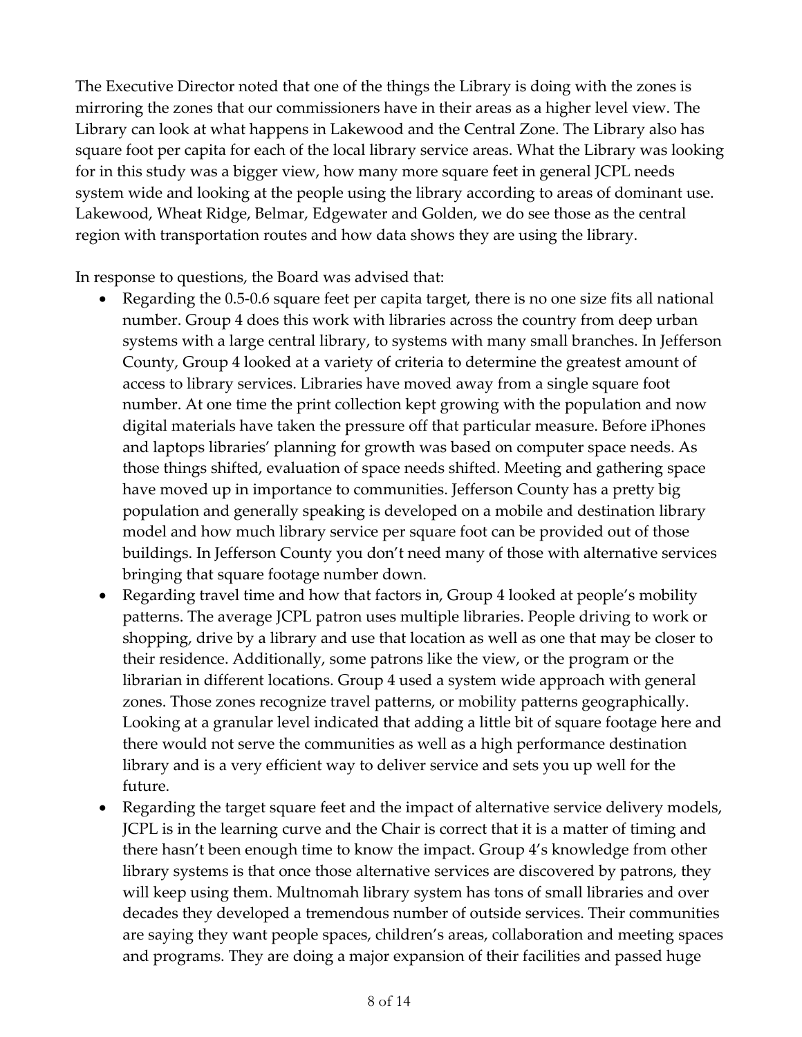The Executive Director noted that one of the things the Library is doing with the zones is mirroring the zones that our commissioners have in their areas as a higher level view. The Library can look at what happens in Lakewood and the Central Zone. The Library also has square foot per capita for each of the local library service areas. What the Library was looking for in this study was a bigger view, how many more square feet in general JCPL needs system wide and looking at the people using the library according to areas of dominant use. Lakewood, Wheat Ridge, Belmar, Edgewater and Golden, we do see those as the central region with transportation routes and how data shows they are using the library.

In response to questions, the Board was advised that:

- Regarding the 0.5-0.6 square feet per capita target, there is no one size fits all national number. Group 4 does this work with libraries across the country from deep urban systems with a large central library, to systems with many small branches. In Jefferson County, Group 4 looked at a variety of criteria to determine the greatest amount of access to library services. Libraries have moved away from a single square foot number. At one time the print collection kept growing with the population and now digital materials have taken the pressure off that particular measure. Before iPhones and laptops libraries' planning for growth was based on computer space needs. As those things shifted, evaluation of space needs shifted. Meeting and gathering space have moved up in importance to communities. Jefferson County has a pretty big population and generally speaking is developed on a mobile and destination library model and how much library service per square foot can be provided out of those buildings. In Jefferson County you don't need many of those with alternative services bringing that square footage number down.
- Regarding travel time and how that factors in, Group 4 looked at people's mobility patterns. The average JCPL patron uses multiple libraries. People driving to work or shopping, drive by a library and use that location as well as one that may be closer to their residence. Additionally, some patrons like the view, or the program or the librarian in different locations. Group 4 used a system wide approach with general zones. Those zones recognize travel patterns, or mobility patterns geographically. Looking at a granular level indicated that adding a little bit of square footage here and there would not serve the communities as well as a high performance destination library and is a very efficient way to deliver service and sets you up well for the future.
- Regarding the target square feet and the impact of alternative service delivery models, JCPL is in the learning curve and the Chair is correct that it is a matter of timing and there hasn't been enough time to know the impact. Group 4's knowledge from other library systems is that once those alternative services are discovered by patrons, they will keep using them. Multnomah library system has tons of small libraries and over decades they developed a tremendous number of outside services. Their communities are saying they want people spaces, children's areas, collaboration and meeting spaces and programs. They are doing a major expansion of their facilities and passed huge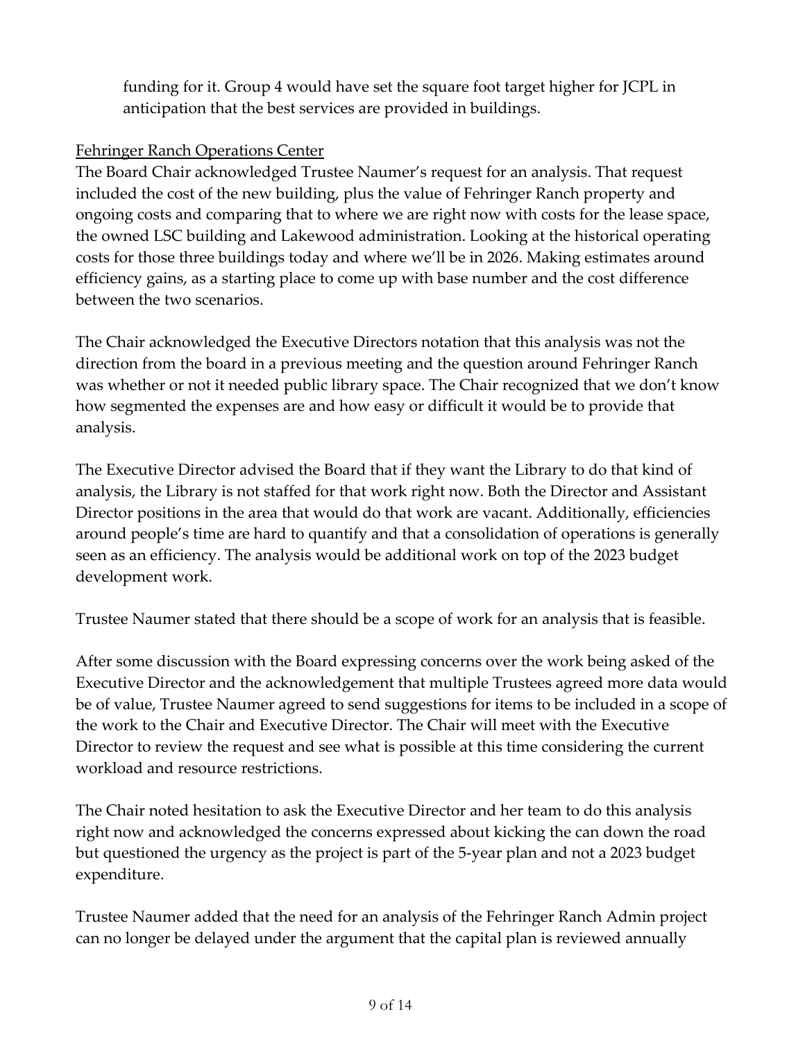funding for it. Group 4 would have set the square foot target higher for JCPL in anticipation that the best services are provided in buildings.

Fehringer Ranch Operations Center

The Board Chair acknowledged Trustee Naumer's request for an analysis. That request included the cost of the new building, plus the value of Fehringer Ranch property and ongoing costs and comparing that to where we are right now with costs for the lease space, the owned LSC building and Lakewood administration. Looking at the historical operating costs for those three buildings today and where we'll be in 2026. Making estimates around efficiency gains, as a starting place to come up with base number and the cost difference between the two scenarios.

The Chair acknowledged the Executive Directors notation that this analysis was not the direction from the board in a previous meeting and the question around Fehringer Ranch was whether or not it needed public library space. The Chair recognized that we don't know how segmented the expenses are and how easy or difficult it would be to provide that analysis.

The Executive Director advised the Board that if they want the Library to do that kind of analysis, the Library is not staffed for that work right now. Both the Director and Assistant Director positions in the area that would do that work are vacant. Additionally, efficiencies around people's time are hard to quantify and that a consolidation of operations is generally seen as an efficiency. The analysis would be additional work on top of the 2023 budget development work.

Trustee Naumer stated that there should be a scope of work for an analysis that is feasible.

After some discussion with the Board expressing concerns over the work being asked of the Executive Director and the acknowledgement that multiple Trustees agreed more data would be of value, Trustee Naumer agreed to send suggestions for items to be included in a scope of the work to the Chair and Executive Director. The Chair will meet with the Executive Director to review the request and see what is possible at this time considering the current workload and resource restrictions.

The Chair noted hesitation to ask the Executive Director and her team to do this analysis right now and acknowledged the concerns expressed about kicking the can down the road but questioned the urgency as the project is part of the 5-year plan and not a 2023 budget expenditure.

Trustee Naumer added that the need for an analysis of the Fehringer Ranch Admin project can no longer be delayed under the argument that the capital plan is reviewed annually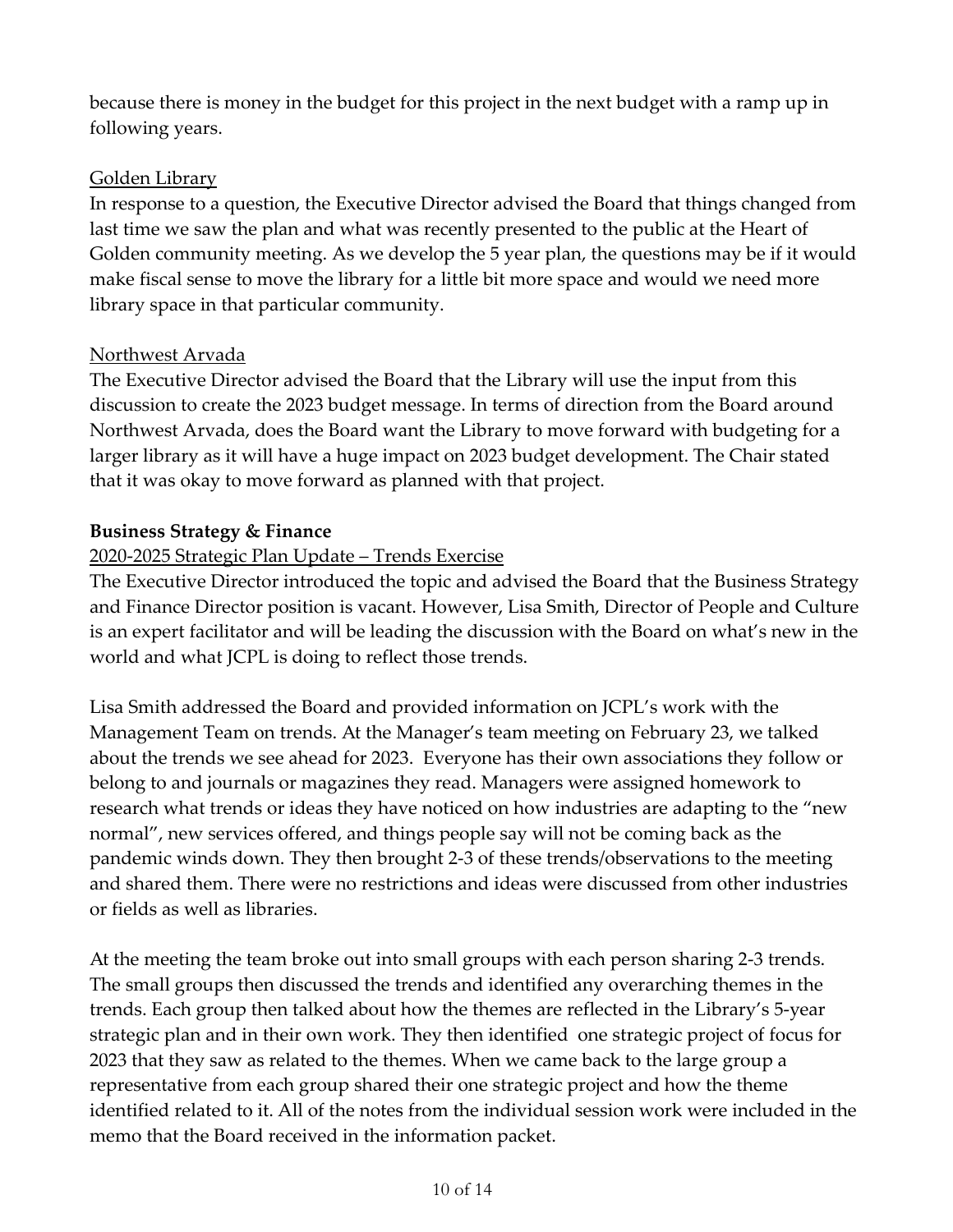because there is money in the budget for this project in the next budget with a ramp up in following years.

Golden Library

In response to a question, the Executive Director advised the Board that things changed from last time we saw the plan and what was recently presented to the public at the Heart of Golden community meeting. As we develop the 5 year plan, the questions may be if it would make fiscal sense to move the library for a little bit more space and would we need more library space in that particular community.

Northwest Arvada

The Executive Director advised the Board that the Library will use the input from this discussion to create the 2023 budget message. In terms of direction from the Board around Northwest Arvada, does the Board want the Library to move forward with budgeting for a larger library as it will have a huge impact on 2023 budget development. The Chair stated that it was okay to move forward as planned with that project.

**Business Strategy & Finance**

2020-2025 Strategic Plan Update – Trends Exercise

The Executive Director introduced the topic and advised the Board that the Business Strategy and Finance Director position is vacant. However, Lisa Smith, Director of People and Culture is an expert facilitator and will be leading the discussion with the Board on what's new in the world and what JCPL is doing to reflect those trends.

Lisa Smith addressed the Board and provided information on JCPL's work with the Management Team on trends. At the Manager's team meeting on February 23, we talked about the trends we see ahead for 2023. Everyone has their own associations they follow or belong to and journals or magazines they read. Managers were assigned homework to research what trends or ideas they have noticed on how industries are adapting to the "new normal", new services offered, and things people say will not be coming back as the pandemic winds down. They then brought 2-3 of these trends/observations to the meeting and shared them. There were no restrictions and ideas were discussed from other industries or fields as well as libraries.

At the meeting the team broke out into small groups with each person sharing 2-3 trends. The small groups then discussed the trends and identified any overarching themes in the trends. Each group then talked about how the themes are reflected in the Library's 5-year strategic plan and in their own work. They then identified one strategic project of focus for 2023 that they saw as related to the themes. When we came back to the large group a representative from each group shared their one strategic project and how the theme identified related to it. All of the notes from the individual session work were included in the memo that the Board received in the information packet.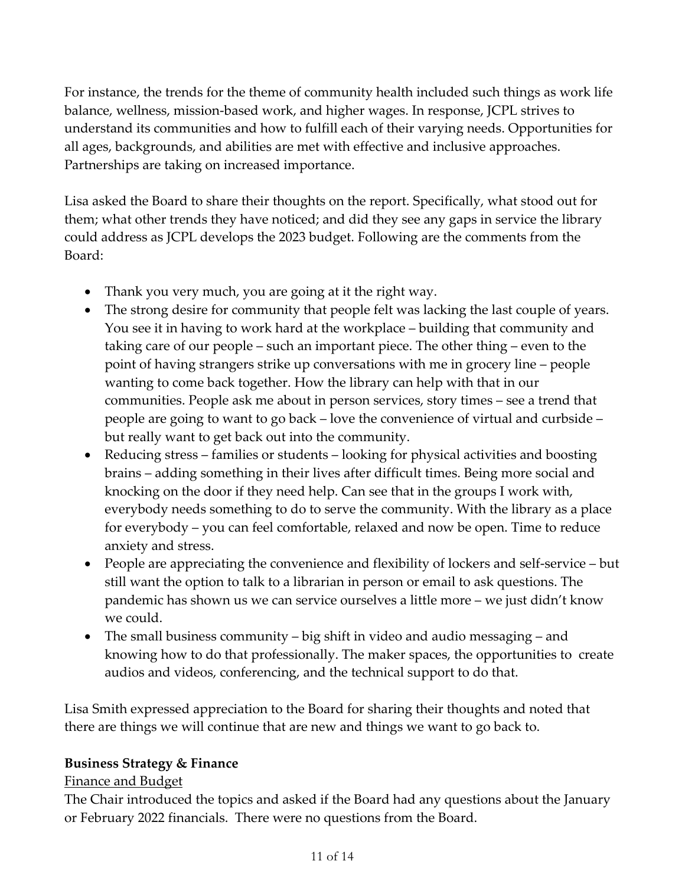For instance, the trends for the theme of community health included such things as work life balance, wellness, mission-based work, and higher wages. In response, JCPL strives to understand its communities and how to fulfill each of their varying needs. Opportunities for all ages, backgrounds, and abilities are met with effective and inclusive approaches. Partnerships are taking on increased importance.

Lisa asked the Board to share their thoughts on the report. Specifically, what stood out for them; what other trends they have noticed; and did they see any gaps in service the library could address as JCPL develops the 2023 budget. Following are the comments from the Board:

- Thank you very much, you are going at it the right way.
- The strong desire for community that people felt was lacking the last couple of years. You see it in having to work hard at the workplace – building that community and taking care of our people – such an important piece. The other thing – even to the point of having strangers strike up conversations with me in grocery line – people wanting to come back together. How the library can help with that in our communities. People ask me about in person services, story times – see a trend that people are going to want to go back – love the convenience of virtual and curbside – but really want to get back out into the community.
- Reducing stress – families or students – looking for physical activities and boosting brains – adding something in their lives after difficult times. Being more social and knocking on the door if they need help. Can see that in the groups I work with, everybody needs something to do to serve the community. With the library as a place for everybody – you can feel comfortable, relaxed and now be open. Time to reduce anxiety and stress.
- People are appreciating the convenience and flexibility of lockers and self-service – but still want the option to talk to a librarian in person or email to ask questions. The pandemic has shown us we can service ourselves a little more – we just didn't know we could.
- The small business community – big shift in video and audio messaging – and knowing how to do that professionally. The maker spaces, the opportunities to create audios and videos, conferencing, and the technical support to do that.

Lisa Smith expressed appreciation to the Board for sharing their thoughts and noted that there are things we will continue that are new and things we want to go back to.

**Business Strategy & Finance**

Finance and Budget

The Chair introduced the topics and asked if the Board had any questions about the January or February 2022 financials. There were no questions from the Board.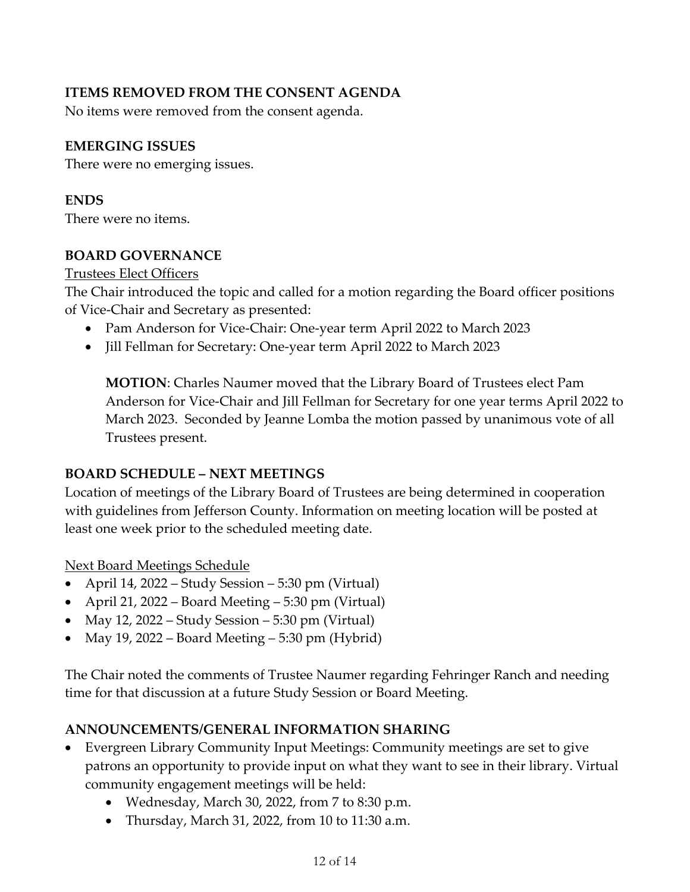**ITEMS REMOVED FROM THE CONSENT AGENDA**
No items were removed from the consent agenda.

**EMERGING ISSUES**
There were no emerging issues.

**ENDS**
There were no items.

**BOARD GOVERNANCE**
Trustees Elect Officers
The Chair introduced the topic and called for a motion regarding the Board officer positions of Vice-Chair and Secretary as presented:

- Pam Anderson for Vice-Chair: One-year term April 2022 to March 2023
- Jill Fellman for Secretary: One-year term April 2022 to March 2023

> **MOTION**: Charles Naumer moved that the Library Board of Trustees elect Pam Anderson for Vice-Chair and Jill Fellman for Secretary for one year terms April 2022 to March 2023. Seconded by Jeanne Lomba the motion passed by unanimous vote of all Trustees present.

**BOARD SCHEDULE – NEXT MEETINGS**
Location of meetings of the Library Board of Trustees are being determined in cooperation with guidelines from Jefferson County. Information on meeting location will be posted at least one week prior to the scheduled meeting date.

Next Board Meetings Schedule

- April 14, 2022 – Study Session – 5:30 pm (Virtual)
- April 21, 2022 – Board Meeting – 5:30 pm (Virtual)
- May 12, 2022 – Study Session – 5:30 pm (Virtual)
- May 19, 2022 – Board Meeting – 5:30 pm (Hybrid)

The Chair noted the comments of Trustee Naumer regarding Fehringer Ranch and needing time for that discussion at a future Study Session or Board Meeting.

**ANNOUNCEMENTS/GENERAL INFORMATION SHARING**

- Evergreen Library Community Input Meetings: Community meetings are set to give patrons an opportunity to provide input on what they want to see in their library. Virtual community engagement meetings will be held:
  - Wednesday, March 30, 2022, from 7 to 8:30 p.m.
  - Thursday, March 31, 2022, from 10 to 11:30 a.m.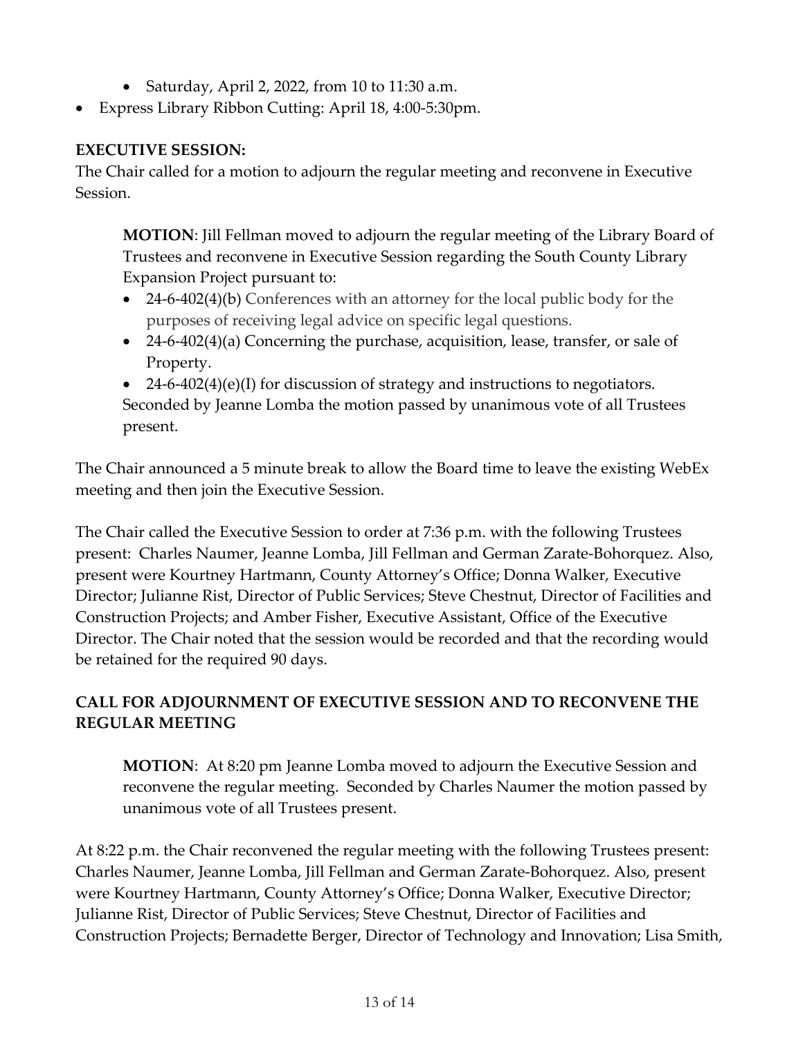- Saturday, April 2, 2022, from 10 to 11:30 a.m.
- Express Library Ribbon Cutting: April 18, 4:00-5:30pm.

**EXECUTIVE SESSION:**

The Chair called for a motion to adjourn the regular meeting and reconvene in Executive Session.

> **MOTION**: Jill Fellman moved to adjourn the regular meeting of the Library Board of Trustees and reconvene in Executive Session regarding the South County Library Expansion Project pursuant to:
>
> - 24-6-402(4)(b) Conferences with an attorney for the local public body for the purposes of receiving legal advice on specific legal questions.
> - 24-6-402(4)(a) Concerning the purchase, acquisition, lease, transfer, or sale of Property.
> - 24-6-402(4)(e)(I) for discussion of strategy and instructions to negotiators.
>
> Seconded by Jeanne Lomba the motion passed by unanimous vote of all Trustees present.

The Chair announced a 5 minute break to allow the Board time to leave the existing WebEx meeting and then join the Executive Session.

The Chair called the Executive Session to order at 7:36 p.m. with the following Trustees present: Charles Naumer, Jeanne Lomba, Jill Fellman and German Zarate-Bohorquez. Also, present were Kourtney Hartmann, County Attorney's Office; Donna Walker, Executive Director; Julianne Rist, Director of Public Services; Steve Chestnut, Director of Facilities and Construction Projects; and Amber Fisher, Executive Assistant, Office of the Executive Director. The Chair noted that the session would be recorded and that the recording would be retained for the required 90 days.

**CALL FOR ADJOURNMENT OF EXECUTIVE SESSION AND TO RECONVENE THE REGULAR MEETING**

> **MOTION**: At 8:20 pm Jeanne Lomba moved to adjourn the Executive Session and reconvene the regular meeting. Seconded by Charles Naumer the motion passed by unanimous vote of all Trustees present.

At 8:22 p.m. the Chair reconvened the regular meeting with the following Trustees present: Charles Naumer, Jeanne Lomba, Jill Fellman and German Zarate-Bohorquez. Also, present were Kourtney Hartmann, County Attorney's Office; Donna Walker, Executive Director; Julianne Rist, Director of Public Services; Steve Chestnut, Director of Facilities and Construction Projects; Bernadette Berger, Director of Technology and Innovation; Lisa Smith,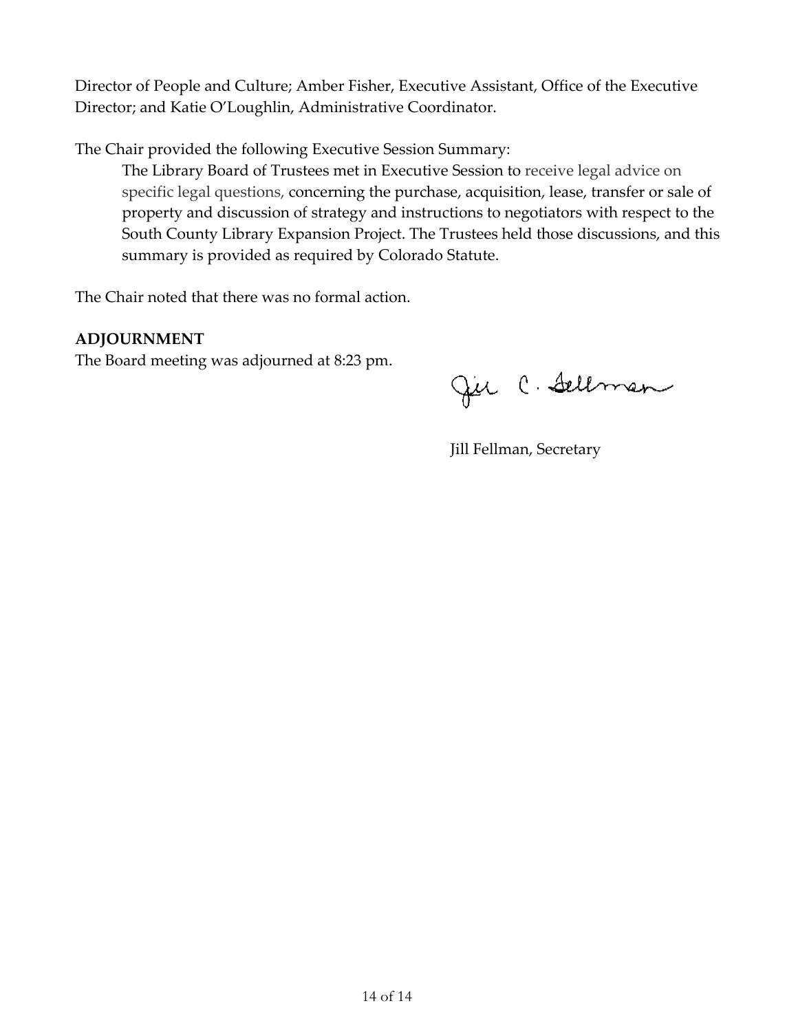Director of People and Culture; Amber Fisher, Executive Assistant, Office of the Executive Director; and Katie O'Loughlin, Administrative Coordinator.

The Chair provided the following Executive Session Summary:

> The Library Board of Trustees met in Executive Session to receive legal advice on specific legal questions, concerning the purchase, acquisition, lease, transfer or sale of property and discussion of strategy and instructions to negotiators with respect to the South County Library Expansion Project. The Trustees held those discussions, and this summary is provided as required by Colorado Statute.

The Chair noted that there was no formal action.

**ADJOURNMENT**

The Board meeting was adjourned at 8:23 pm.

Jill C. Fellman

Jill Fellman, Secretary